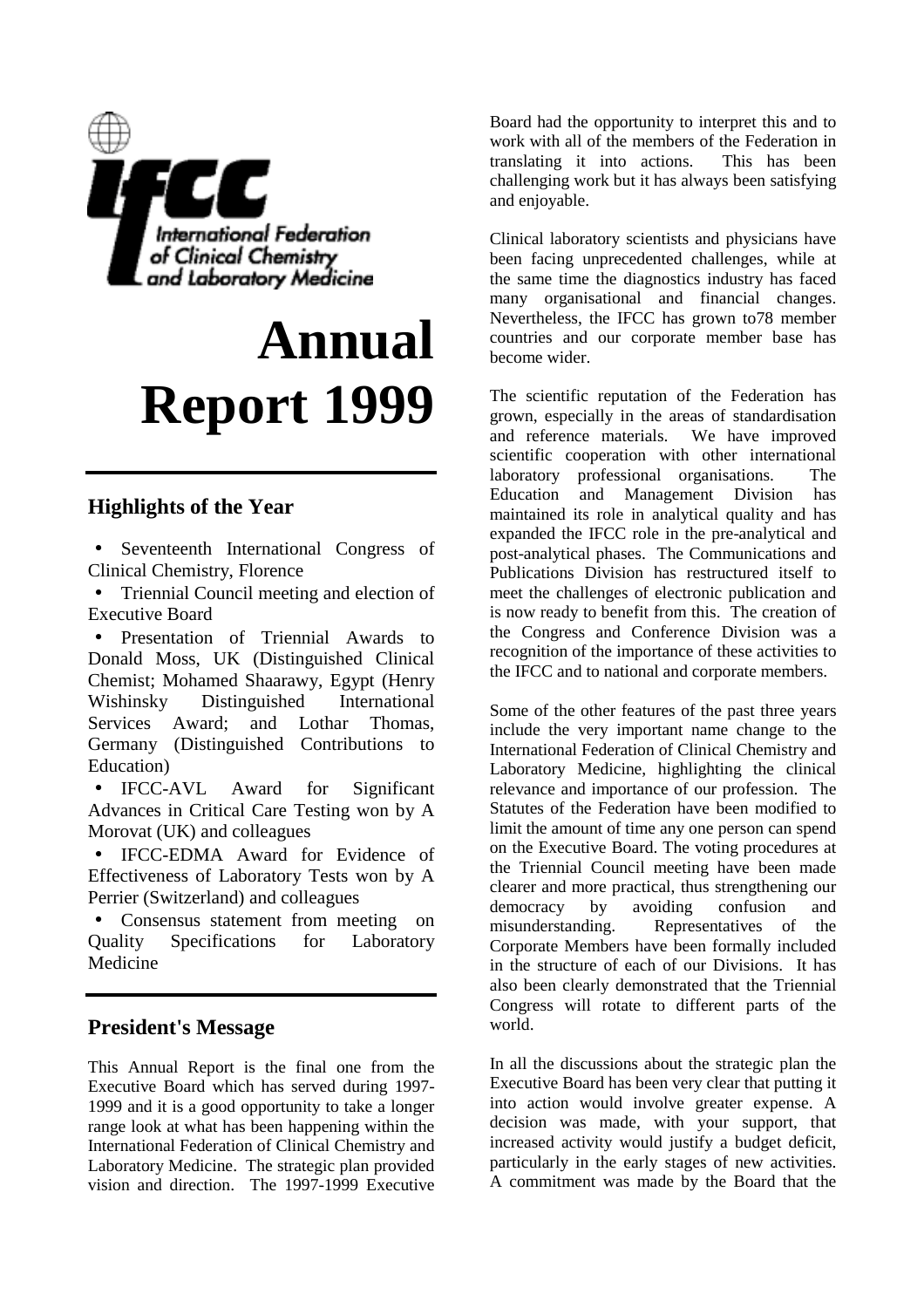IFCC

International Federation of Clinical Chemistry and Laboratory Medicine

# Annual Report 1999

## Highlights of the Year

- Seventeenth International Congress of Clinical Chemistry, Florence
- Triennial Council meeting and election of Executive Board
- Presentation of Triennial Awards to Donald Moss, UK (Distinguished Clinical Chemist; Mohamed Shaarawy, Egypt (Henry Wishinsky Distinguished International Services Award; and Lothar Thomas, Germany (Distinguished Contributions to Education)
- IFCC-AVL Award for Significant Advances in Critical Care Testing won by A Morovat (UK) and colleagues
- IFCC-EDMA Award for Evidence of Effectiveness of Laboratory Tests won by A Perrier (Switzerland) and colleagues
- Consensus statement from meeting on Quality Specifications for Laboratory Medicine

## President's Message

This Annual Report is the final one from the Executive Board which has served during 1997-1999 and it is a good opportunity to take a longer range look at what has been happening within the International Federation of Clinical Chemistry and Laboratory Medicine. The strategic plan provided vision and direction. The 1997-1999 Executive Board had the opportunity to interpret this and to work with all of the members of the Federation in translating it into actions. This has been challenging work but it has always been satisfying and enjoyable.

Clinical laboratory scientists and physicians have been facing unprecedented challenges, while at the same time the diagnostics industry has faced many organisational and financial changes. Nevertheless, the IFCC has grown to78 member countries and our corporate member base has become wider.

The scientific reputation of the Federation has grown, especially in the areas of standardisation and reference materials. We have improved scientific cooperation with other international laboratory professional organisations. The Education and Management Division has maintained its role in analytical quality and has expanded the IFCC role in the pre-analytical and post-analytical phases. The Communications and Publications Division has restructured itself to meet the challenges of electronic publication and is now ready to benefit from this. The creation of the Congress and Conference Division was a recognition of the importance of these activities to the IFCC and to national and corporate members.

Some of the other features of the past three years include the very important name change to the International Federation of Clinical Chemistry and Laboratory Medicine, highlighting the clinical relevance and importance of our profession. The Statutes of the Federation have been modified to limit the amount of time any one person can spend on the Executive Board. The voting procedures at the Triennial Council meeting have been made clearer and more practical, thus strengthening our democracy by avoiding confusion and misunderstanding. Representatives of the Corporate Members have been formally included in the structure of each of our Divisions. It has also been clearly demonstrated that the Triennial Congress will rotate to different parts of the world.

In all the discussions about the strategic plan the Executive Board has been very clear that putting it into action would involve greater expense. A decision was made, with your support, that increased activity would justify a budget deficit, particularly in the early stages of new activities. A commitment was made by the Board that the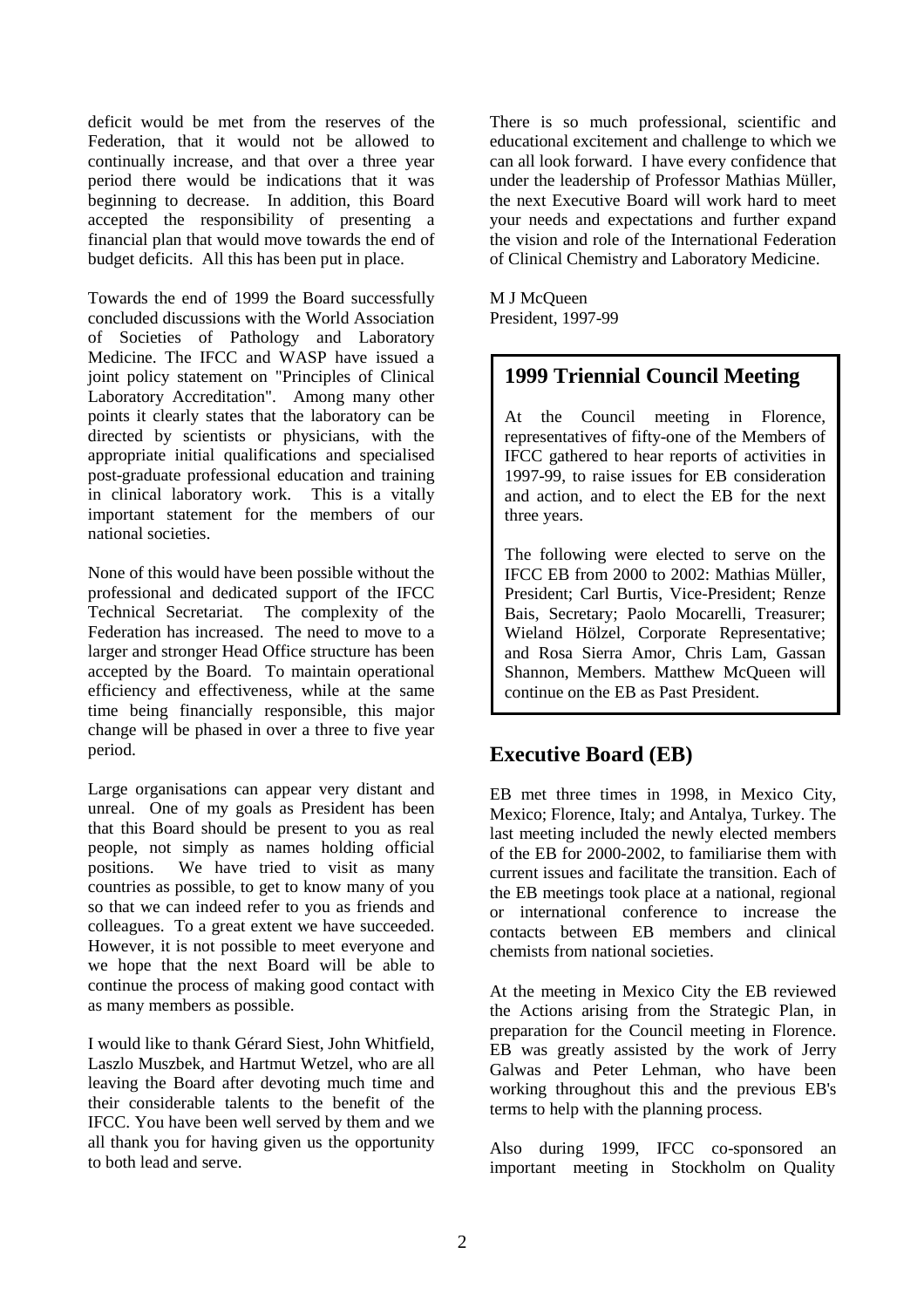deficit would be met from the reserves of the Federation, that it would not be allowed to continually increase, and that over a three year period there would be indications that it was beginning to decrease. In addition, this Board accepted the responsibility of presenting a financial plan that would move towards the end of budget deficits. All this has been put in place.

Towards the end of 1999 the Board successfully concluded discussions with the World Association of Societies of Pathology and Laboratory Medicine. The IFCC and WASP have issued a joint policy statement on "Principles of Clinical Laboratory Accreditation". Among many other points it clearly states that the laboratory can be directed by scientists or physicians, with the appropriate initial qualifications and specialised post-graduate professional education and training in clinical laboratory work. This is a vitally important statement for the members of our national societies.

None of this would have been possible without the professional and dedicated support of the IFCC Technical Secretariat. The complexity of the Federation has increased. The need to move to a larger and stronger Head Office structure has been accepted by the Board. To maintain operational efficiency and effectiveness, while at the same time being financially responsible, this major change will be phased in over a three to five year period.

Large organisations can appear very distant and unreal. One of my goals as President has been that this Board should be present to you as real people, not simply as names holding official positions. We have tried to visit as many countries as possible, to get to know many of you so that we can indeed refer to you as friends and colleagues. To a great extent we have succeeded. However, it is not possible to meet everyone and we hope that the next Board will be able to continue the process of making good contact with as many members as possible.

I would like to thank Gérard Siest, John Whitfield, Laszlo Muszbek, and Hartmut Wetzel, who are all leaving the Board after devoting much time and their considerable talents to the benefit of the IFCC. You have been well served by them and we all thank you for having given us the opportunity to both lead and serve.

There is so much professional, scientific and educational excitement and challenge to which we can all look forward. I have every confidence that under the leadership of Professor Mathias Müller, the next Executive Board will work hard to meet your needs and expectations and further expand the vision and role of the International Federation of Clinical Chemistry and Laboratory Medicine.

M J McQueen
President, 1997-99

## 1999 Triennial Council Meeting

At the Council meeting in Florence, representatives of fifty-one of the Members of IFCC gathered to hear reports of activities in 1997-99, to raise issues for EB consideration and action, and to elect the EB for the next three years.

The following were elected to serve on the IFCC EB from 2000 to 2002: Mathias Müller, President; Carl Burtis, Vice-President; Renze Bais, Secretary; Paolo Mocarelli, Treasurer; Wieland Hölzel, Corporate Representative; and Rosa Sierra Amor, Chris Lam, Gassan Shannon, Members. Matthew McQueen will continue on the EB as Past President.

## Executive Board (EB)

EB met three times in 1998, in Mexico City, Mexico; Florence, Italy; and Antalya, Turkey. The last meeting included the newly elected members of the EB for 2000-2002, to familiarise them with current issues and facilitate the transition. Each of the EB meetings took place at a national, regional or international conference to increase the contacts between EB members and clinical chemists from national societies.

At the meeting in Mexico City the EB reviewed the Actions arising from the Strategic Plan, in preparation for the Council meeting in Florence. EB was greatly assisted by the work of Jerry Galwas and Peter Lehman, who have been working throughout this and the previous EB's terms to help with the planning process.

Also during 1999, IFCC co-sponsored an important meeting in Stockholm on Quality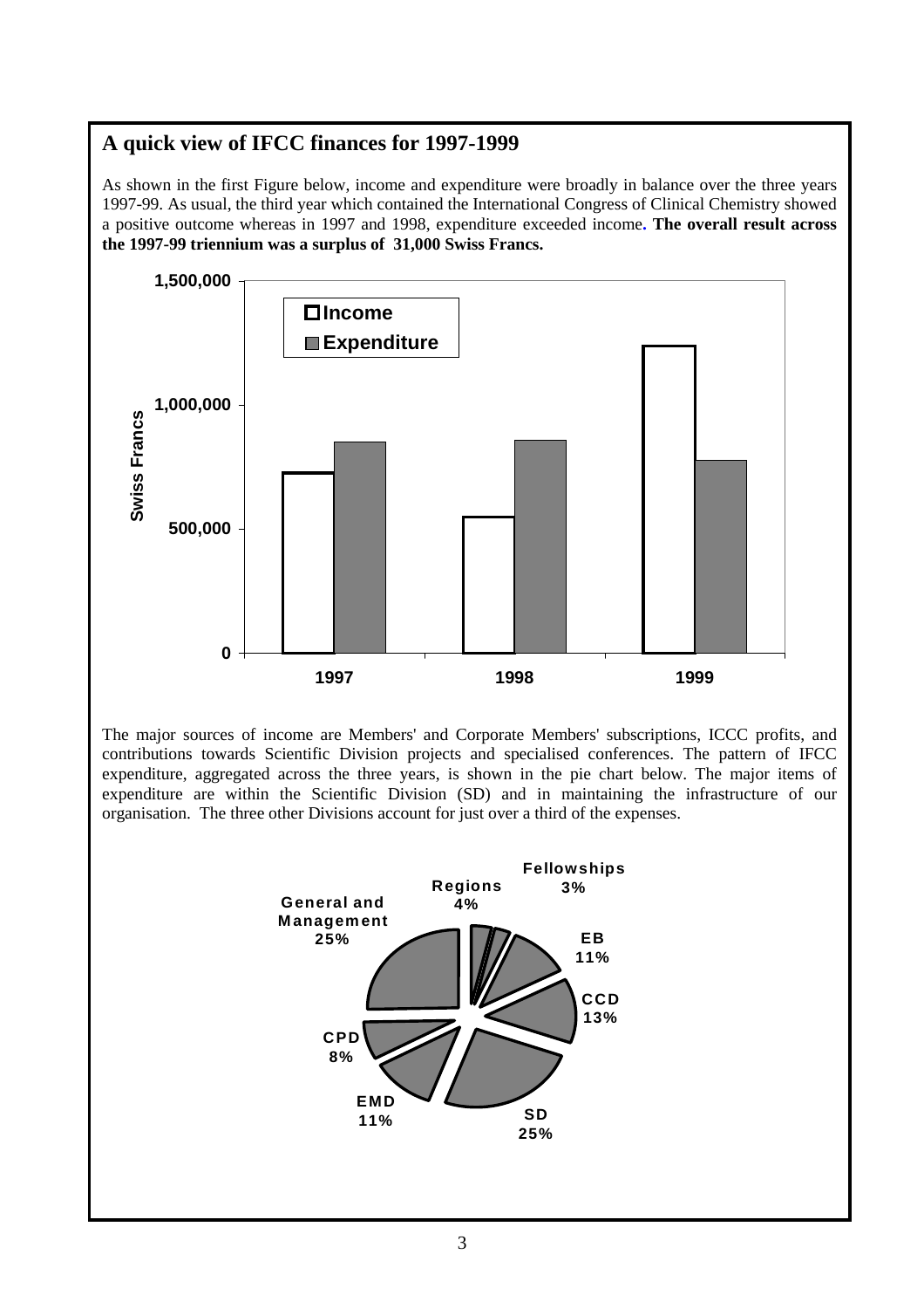## A quick view of IFCC finances for 1997-1999

As shown in the first Figure below, income and expenditure were broadly in balance over the three years 1997-99. As usual, the third year which contained the International Congress of Clinical Chemistry showed a positive outcome whereas in 1997 and 1998, expenditure exceeded income**. The overall result across the 1997-99 triennium was a surplus of 31,000 Swiss Francs.**

1,500,000
1,000,000
500,000
0
Swiss Francs
Income
Expenditure
1997
1998
1999

The major sources of income are Members' and Corporate Members' subscriptions, ICCC profits, and contributions towards Scientific Division projects and specialised conferences. The pattern of IFCC expenditure, aggregated across the three years, is shown in the pie chart below. The major items of expenditure are within the Scientific Division (SD) and in maintaining the infrastructure of our organisation. The three other Divisions account for just over a third of the expenses.

General and Management 25%
Regions 4%
Fellowships 3%
EB 11%
CCD 13%
SD 25%
EMD 11%
CPD 8%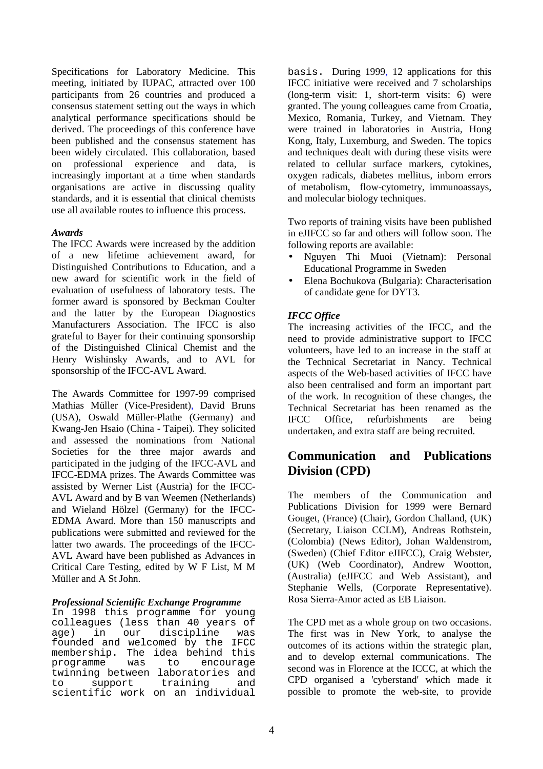Specifications for Laboratory Medicine. This meeting, initiated by IUPAC, attracted over 100 participants from 26 countries and produced a consensus statement setting out the ways in which analytical performance specifications should be derived. The proceedings of this conference have been published and the consensus statement has been widely circulated. This collaboration, based on professional experience and data, is increasingly important at a time when standards organisations are active in discussing quality standards, and it is essential that clinical chemists use all available routes to influence this process.

***Awards***

The IFCC Awards were increased by the addition of a new lifetime achievement award, for Distinguished Contributions to Education, and a new award for scientific work in the field of evaluation of usefulness of laboratory tests. The former award is sponsored by Beckman Coulter and the latter by the European Diagnostics Manufacturers Association. The IFCC is also grateful to Bayer for their continuing sponsorship of the Distinguished Clinical Chemist and the Henry Wishinsky Awards, and to AVL for sponsorship of the IFCC-AVL Award.

The Awards Committee for 1997-99 comprised Mathias Müller (Vice-President), David Bruns (USA), Oswald Müller-Plathe (Germany) and Kwang-Jen Hsaio (China - Taipei). They solicited and assessed the nominations from National Societies for the three major awards and participated in the judging of the IFCC-AVL and IFCC-EDMA prizes. The Awards Committee was assisted by Werner List (Austria) for the IFCC-AVL Award and by B van Weemen (Netherlands) and Wieland Hölzel (Germany) for the IFCC-EDMA Award. More than 150 manuscripts and publications were submitted and reviewed for the latter two awards. The proceedings of the IFCC-AVL Award have been published as Advances in Critical Care Testing, edited by W F List, M M Müller and A St John.

***Professional Scientific Exchange Programme***

In 1998 this programme for young colleagues (less than 40 years of age) in our discipline was founded and welcomed by the IFCC membership. The idea behind this programme was to encourage twinning between laboratories and to support training and scientific work on an individual basis. During 1999, 12 applications for this IFCC initiative were received and 7 scholarships (long-term visit: 1, short-term visits: 6) were granted. The young colleagues came from Croatia, Mexico, Romania, Turkey, and Vietnam. They were trained in laboratories in Austria, Hong Kong, Italy, Luxemburg, and Sweden. The topics and techniques dealt with during these visits were related to cellular surface markers, cytokines, oxygen radicals, diabetes mellitus, inborn errors of metabolism, flow-cytometry, immunoassays, and molecular biology techniques.

Two reports of training visits have been published in eJIFCC so far and others will follow soon. The following reports are available:

- Nguyen Thi Muoi (Vietnam): Personal Educational Programme in Sweden
- Elena Bochukova (Bulgaria): Characterisation of candidate gene for DYT3.

***IFCC Office***

The increasing activities of the IFCC, and the need to provide administrative support to IFCC volunteers, have led to an increase in the staff at the Technical Secretariat in Nancy. Technical aspects of the Web-based activities of IFCC have also been centralised and form an important part of the work. In recognition of these changes, the Technical Secretariat has been renamed as the IFCC Office, refurbishments are being undertaken, and extra staff are being recruited.

## Communication and Publications Division (CPD)

The members of the Communication and Publications Division for 1999 were Bernard Gouget, (France) (Chair), Gordon Challand, (UK) (Secretary, Liaison CCLM), Andreas Rothstein, (Colombia) (News Editor), Johan Waldenstrom, (Sweden) (Chief Editor eJIFCC), Craig Webster, (UK) (Web Coordinator), Andrew Wootton, (Australia) (eJIFCC and Web Assistant), and Stephanie Wells, (Corporate Representative). Rosa Sierra-Amor acted as EB Liaison.

The CPD met as a whole group on two occasions. The first was in New York, to analyse the outcomes of its actions within the strategic plan, and to develop external communications. The second was in Florence at the ICCC, at which the CPD organised a 'cyberstand' which made it possible to promote the web-site, to provide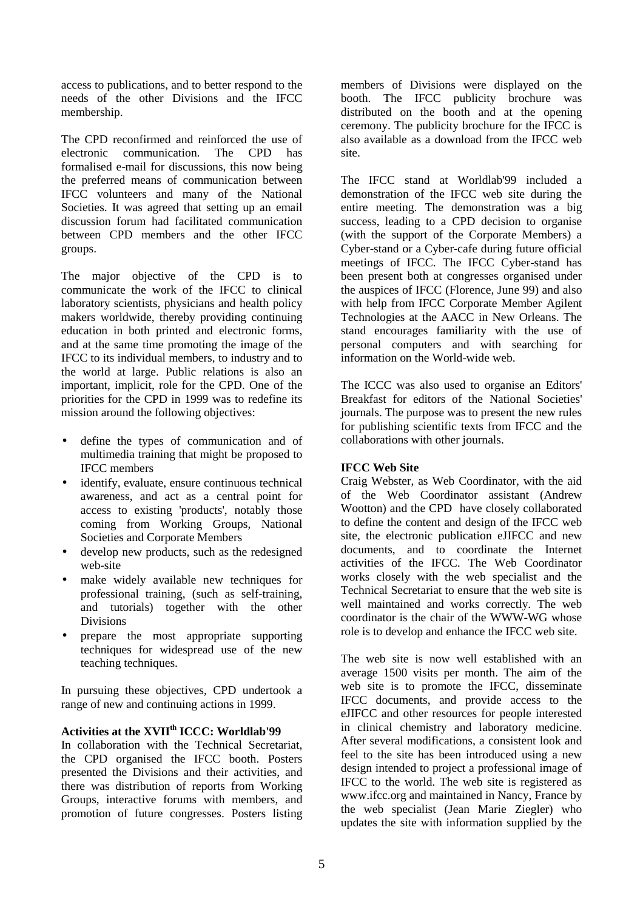access to publications, and to better respond to the needs of the other Divisions and the IFCC membership.

The CPD reconfirmed and reinforced the use of electronic communication. The CPD has formalised e-mail for discussions, this now being the preferred means of communication between IFCC volunteers and many of the National Societies. It was agreed that setting up an email discussion forum had facilitated communication between CPD members and the other IFCC groups.

The major objective of the CPD is to communicate the work of the IFCC to clinical laboratory scientists, physicians and health policy makers worldwide, thereby providing continuing education in both printed and electronic forms, and at the same time promoting the image of the IFCC to its individual members, to industry and to the world at large. Public relations is also an important, implicit, role for the CPD. One of the priorities for the CPD in 1999 was to redefine its mission around the following objectives:

- define the types of communication and of multimedia training that might be proposed to IFCC members
- identify, evaluate, ensure continuous technical awareness, and act as a central point for access to existing 'products', notably those coming from Working Groups, National Societies and Corporate Members
- develop new products, such as the redesigned web-site
- make widely available new techniques for professional training, (such as self-training, and tutorials) together with the other Divisions
- prepare the most appropriate supporting techniques for widespread use of the new teaching techniques.

In pursuing these objectives, CPD undertook a range of new and continuing actions in 1999.

**Activities at the XVII<sup>th</sup> ICCC: Worldlab'99**

In collaboration with the Technical Secretariat, the CPD organised the IFCC booth. Posters presented the Divisions and their activities, and there was distribution of reports from Working Groups, interactive forums with members, and promotion of future congresses. Posters listing members of Divisions were displayed on the booth. The IFCC publicity brochure was distributed on the booth and at the opening ceremony. The publicity brochure for the IFCC is also available as a download from the IFCC web site.

The IFCC stand at Worldlab'99 included a demonstration of the IFCC web site during the entire meeting. The demonstration was a big success, leading to a CPD decision to organise (with the support of the Corporate Members) a Cyber-stand or a Cyber-cafe during future official meetings of IFCC. The IFCC Cyber-stand has been present both at congresses organised under the auspices of IFCC (Florence, June 99) and also with help from IFCC Corporate Member Agilent Technologies at the AACC in New Orleans. The stand encourages familiarity with the use of personal computers and with searching for information on the World-wide web.

The ICCC was also used to organise an Editors' Breakfast for editors of the National Societies' journals. The purpose was to present the new rules for publishing scientific texts from IFCC and the collaborations with other journals.

**IFCC Web Site**

Craig Webster, as Web Coordinator, with the aid of the Web Coordinator assistant (Andrew Wootton) and the CPD have closely collaborated to define the content and design of the IFCC web site, the electronic publication eJIFCC and new documents, and to coordinate the Internet activities of the IFCC. The Web Coordinator works closely with the web specialist and the Technical Secretariat to ensure that the web site is well maintained and works correctly. The web coordinator is the chair of the WWW-WG whose role is to develop and enhance the IFCC web site.

The web site is now well established with an average 1500 visits per month. The aim of the web site is to promote the IFCC, disseminate IFCC documents, and provide access to the eJIFCC and other resources for people interested in clinical chemistry and laboratory medicine. After several modifications, a consistent look and feel to the site has been introduced using a new design intended to project a professional image of IFCC to the world. The web site is registered as www.ifcc.org and maintained in Nancy, France by the web specialist (Jean Marie Ziegler) who updates the site with information supplied by the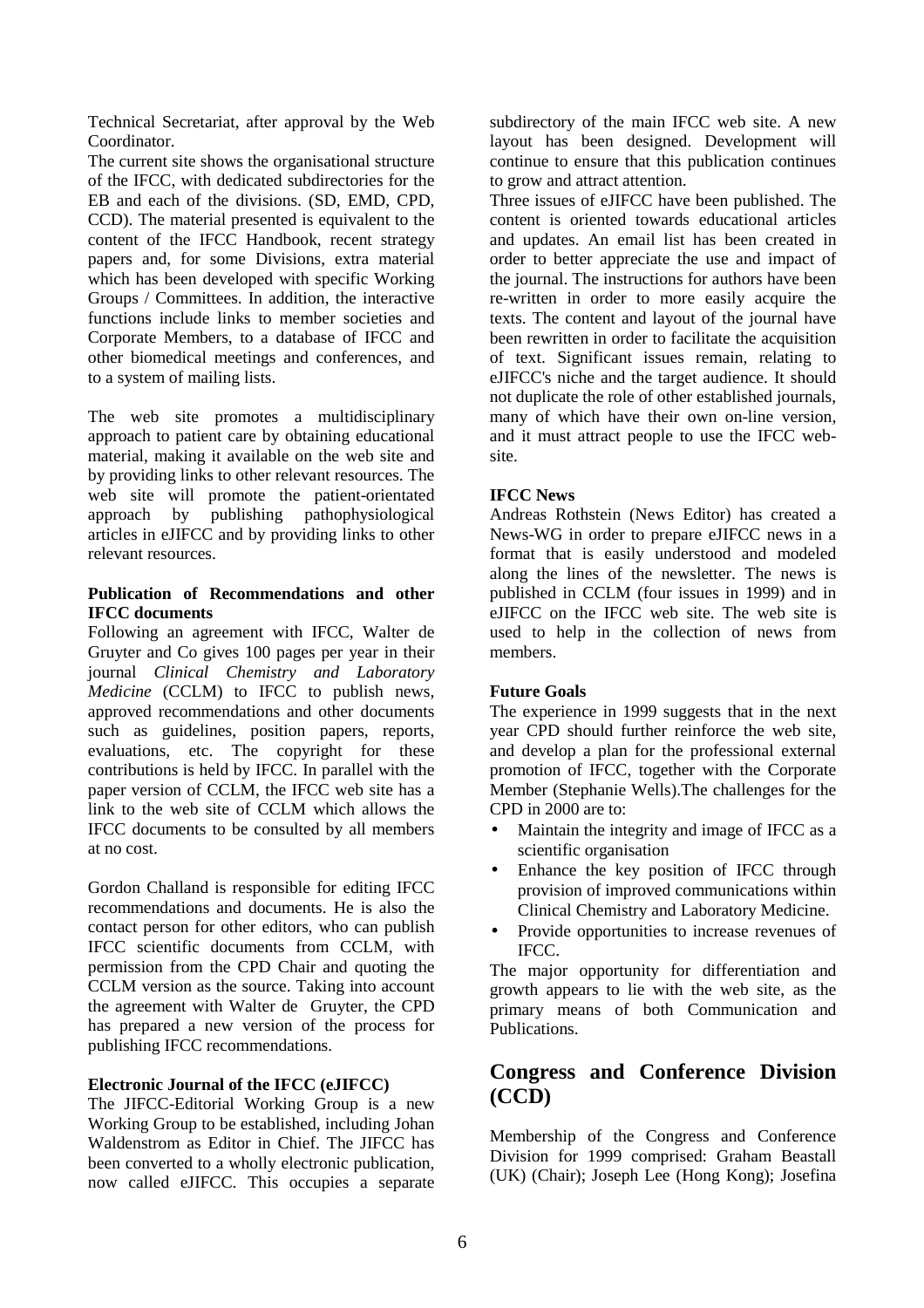Technical Secretariat, after approval by the Web Coordinator.

The current site shows the organisational structure of the IFCC, with dedicated subdirectories for the EB and each of the divisions. (SD, EMD, CPD, CCD). The material presented is equivalent to the content of the IFCC Handbook, recent strategy papers and, for some Divisions, extra material which has been developed with specific Working Groups / Committees. In addition, the interactive functions include links to member societies and Corporate Members, to a database of IFCC and other biomedical meetings and conferences, and to a system of mailing lists.

The web site promotes a multidisciplinary approach to patient care by obtaining educational material, making it available on the web site and by providing links to other relevant resources. The web site will promote the patient-orientated approach by publishing pathophysiological articles in eJIFCC and by providing links to other relevant resources.

**Publication of Recommendations and other IFCC documents**

Following an agreement with IFCC, Walter de Gruyter and Co gives 100 pages per year in their journal *Clinical Chemistry and Laboratory Medicine* (CCLM) to IFCC to publish news, approved recommendations and other documents such as guidelines, position papers, reports, evaluations, etc. The copyright for these contributions is held by IFCC. In parallel with the paper version of CCLM, the IFCC web site has a link to the web site of CCLM which allows the IFCC documents to be consulted by all members at no cost.

Gordon Challand is responsible for editing IFCC recommendations and documents. He is also the contact person for other editors, who can publish IFCC scientific documents from CCLM, with permission from the CPD Chair and quoting the CCLM version as the source. Taking into account the agreement with Walter de Gruyter, the CPD has prepared a new version of the process for publishing IFCC recommendations.

**Electronic Journal of the IFCC (eJIFCC)**

The JIFCC-Editorial Working Group is a new Working Group to be established, including Johan Waldenstrom as Editor in Chief. The JIFCC has been converted to a wholly electronic publication, now called eJIFCC. This occupies a separate subdirectory of the main IFCC web site. A new layout has been designed. Development will continue to ensure that this publication continues to grow and attract attention.

Three issues of eJIFCC have been published. The content is oriented towards educational articles and updates. An email list has been created in order to better appreciate the use and impact of the journal. The instructions for authors have been re-written in order to more easily acquire the texts. The content and layout of the journal have been rewritten in order to facilitate the acquisition of text. Significant issues remain, relating to eJIFCC's niche and the target audience. It should not duplicate the role of other established journals, many of which have their own on-line version, and it must attract people to use the IFCC web-site.

**IFCC News**

Andreas Rothstein (News Editor) has created a News-WG in order to prepare eJIFCC news in a format that is easily understood and modeled along the lines of the newsletter. The news is published in CCLM (four issues in 1999) and in eJIFCC on the IFCC web site. The web site is used to help in the collection of news from members.

**Future Goals**

The experience in 1999 suggests that in the next year CPD should further reinforce the web site, and develop a plan for the professional external promotion of IFCC, together with the Corporate Member (Stephanie Wells).The challenges for the CPD in 2000 are to:

- Maintain the integrity and image of IFCC as a scientific organisation
- Enhance the key position of IFCC through provision of improved communications within Clinical Chemistry and Laboratory Medicine.
- Provide opportunities to increase revenues of IFCC.

The major opportunity for differentiation and growth appears to lie with the web site, as the primary means of both Communication and Publications.

## Congress and Conference Division (CCD)

Membership of the Congress and Conference Division for 1999 comprised: Graham Beastall (UK) (Chair); Joseph Lee (Hong Kong); Josefina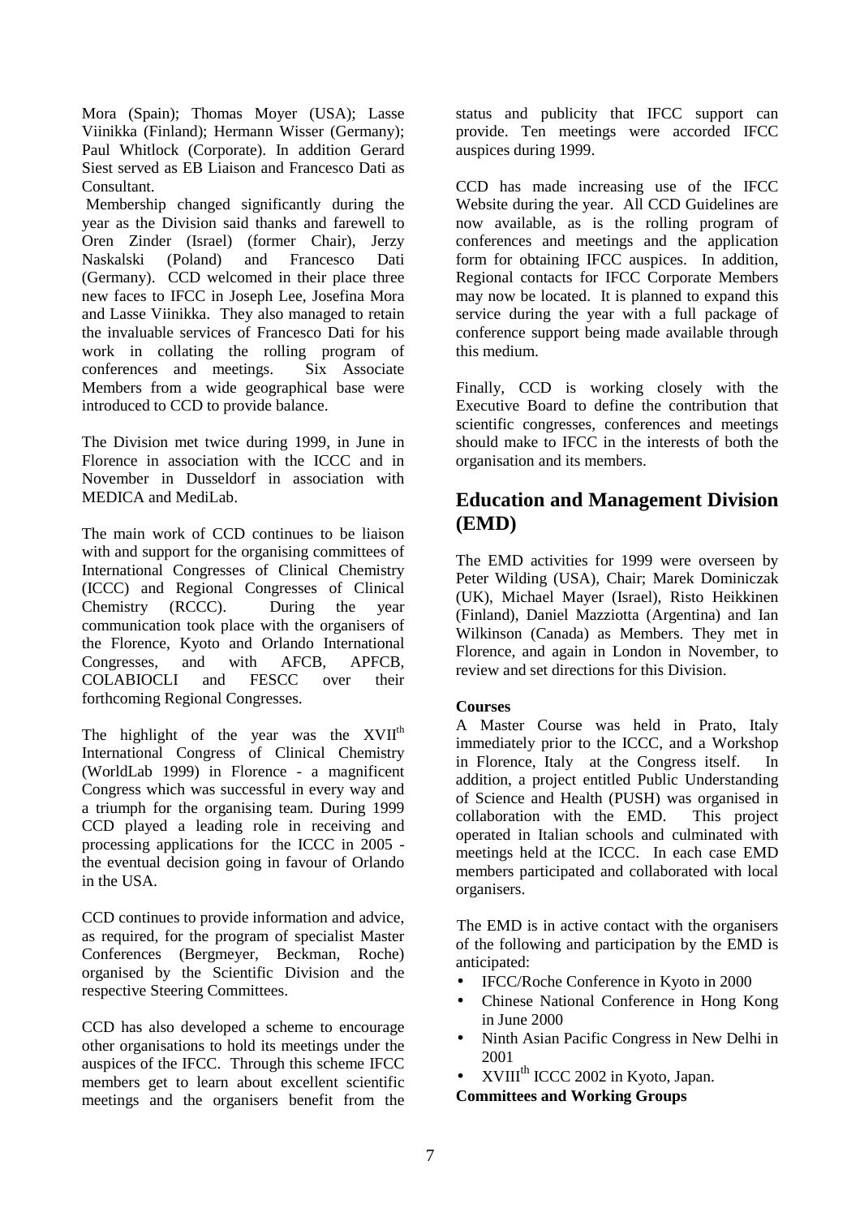Mora (Spain); Thomas Moyer (USA); Lasse Viinikka (Finland); Hermann Wisser (Germany); Paul Whitlock (Corporate). In addition Gerard Siest served as EB Liaison and Francesco Dati as Consultant.

Membership changed significantly during the year as the Division said thanks and farewell to Oren Zinder (Israel) (former Chair), Jerzy Naskalski (Poland) and Francesco Dati (Germany). CCD welcomed in their place three new faces to IFCC in Joseph Lee, Josefina Mora and Lasse Viinikka. They also managed to retain the invaluable services of Francesco Dati for his work in collating the rolling program of conferences and meetings. Six Associate Members from a wide geographical base were introduced to CCD to provide balance.

The Division met twice during 1999, in June in Florence in association with the ICCC and in November in Dusseldorf in association with MEDICA and MediLab.

The main work of CCD continues to be liaison with and support for the organising committees of International Congresses of Clinical Chemistry (ICCC) and Regional Congresses of Clinical Chemistry (RCCC). During the year communication took place with the organisers of the Florence, Kyoto and Orlando International Congresses, and with AFCB, APFCB, COLABIOCLI and FESCC over their forthcoming Regional Congresses.

The highlight of the year was the XVII[th] International Congress of Clinical Chemistry (WorldLab 1999) in Florence - a magnificent Congress which was successful in every way and a triumph for the organising team. During 1999 CCD played a leading role in receiving and processing applications for the ICCC in 2005 - the eventual decision going in favour of Orlando in the USA.

CCD continues to provide information and advice, as required, for the program of specialist Master Conferences (Bergmeyer, Beckman, Roche) organised by the Scientific Division and the respective Steering Committees.

CCD has also developed a scheme to encourage other organisations to hold its meetings under the auspices of the IFCC. Through this scheme IFCC members get to learn about excellent scientific meetings and the organisers benefit from the status and publicity that IFCC support can provide. Ten meetings were accorded IFCC auspices during 1999.

CCD has made increasing use of the IFCC Website during the year. All CCD Guidelines are now available, as is the rolling program of conferences and meetings and the application form for obtaining IFCC auspices. In addition, Regional contacts for IFCC Corporate Members may now be located. It is planned to expand this service during the year with a full package of conference support being made available through this medium.

Finally, CCD is working closely with the Executive Board to define the contribution that scientific congresses, conferences and meetings should make to IFCC in the interests of both the organisation and its members.

## Education and Management Division (EMD)

The EMD activities for 1999 were overseen by Peter Wilding (USA), Chair; Marek Dominiczak (UK), Michael Mayer (Israel), Risto Heikkinen (Finland), Daniel Mazziotta (Argentina) and Ian Wilkinson (Canada) as Members. They met in Florence, and again in London in November, to review and set directions for this Division.

**Courses**

A Master Course was held in Prato, Italy immediately prior to the ICCC, and a Workshop in Florence, Italy at the Congress itself. In addition, a project entitled Public Understanding of Science and Health (PUSH) was organised in collaboration with the EMD. This project operated in Italian schools and culminated with meetings held at the ICCC. In each case EMD members participated and collaborated with local organisers.

The EMD is in active contact with the organisers of the following and participation by the EMD is anticipated:

- IFCC/Roche Conference in Kyoto in 2000
- Chinese National Conference in Hong Kong in June 2000
- Ninth Asian Pacific Congress in New Delhi in 2001
- XVIII[th] ICCC 2002 in Kyoto, Japan.

**Committees and Working Groups**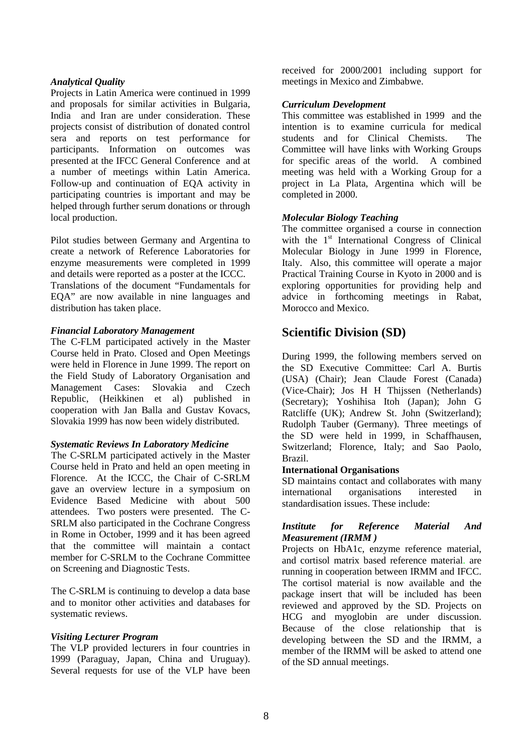### *Analytical Quality*

Projects in Latin America were continued in 1999 and proposals for similar activities in Bulgaria, India and Iran are under consideration. These projects consist of distribution of donated control sera and reports on test performance for participants. Information on outcomes was presented at the IFCC General Conference and at a number of meetings within Latin America. Follow-up and continuation of EQA activity in participating countries is important and may be helped through further serum donations or through local production.

Pilot studies between Germany and Argentina to create a network of Reference Laboratories for enzyme measurements were completed in 1999 and details were reported as a poster at the ICCC. Translations of the document "Fundamentals for EQA" are now available in nine languages and distribution has taken place.

### *Financial Laboratory Management*

The C-FLM participated actively in the Master Course held in Prato. Closed and Open Meetings were held in Florence in June 1999. The report on the Field Study of Laboratory Organisation and Management Cases: Slovakia and Czech Republic, (Heikkinen et al) published in cooperation with Jan Balla and Gustav Kovacs, Slovakia 1999 has now been widely distributed.

### *Systematic Reviews In Laboratory Medicine*

The C-SRLM participated actively in the Master Course held in Prato and held an open meeting in Florence. At the ICCC, the Chair of C-SRLM gave an overview lecture in a symposium on Evidence Based Medicine with about 500 attendees. Two posters were presented. The C-SRLM also participated in the Cochrane Congress in Rome in October, 1999 and it has been agreed that the committee will maintain a contact member for C-SRLM to the Cochrane Committee on Screening and Diagnostic Tests.

The C-SRLM is continuing to develop a data base and to monitor other activities and databases for systematic reviews.

### *Visiting Lecturer Program*

The VLP provided lecturers in four countries in 1999 (Paraguay, Japan, China and Uruguay). Several requests for use of the VLP have been received for 2000/2001 including support for meetings in Mexico and Zimbabwe.

### *Curriculum Development*

This committee was established in 1999 and the intention is to examine curricula for medical students and for Clinical Chemists. The Committee will have links with Working Groups for specific areas of the world. A combined meeting was held with a Working Group for a project in La Plata, Argentina which will be completed in 2000.

### *Molecular Biology Teaching*

The committee organised a course in connection with the 1st International Congress of Clinical Molecular Biology in June 1999 in Florence, Italy. Also, this committee will operate a major Practical Training Course in Kyoto in 2000 and is exploring opportunities for providing help and advice in forthcoming meetings in Rabat, Morocco and Mexico.

## Scientific Division (SD)

During 1999, the following members served on the SD Executive Committee: Carl A. Burtis (USA) (Chair); Jean Claude Forest (Canada) (Vice-Chair); Jos H H Thijssen (Netherlands) (Secretary); Yoshihisa Itoh (Japan); John G Ratcliffe (UK); Andrew St. John (Switzerland); Rudolph Tauber (Germany). Three meetings of the SD were held in 1999, in Schaffhausen, Switzerland; Florence, Italy; and Sao Paolo, Brazil.

### International Organisations

SD maintains contact and collaborates with many international organisations interested in standardisation issues. These include:

### *Institute for Reference Material And Measurement (IRMM )*

Projects on HbA1c, enzyme reference material, and cortisol matrix based reference material. are running in cooperation between IRMM and IFCC. The cortisol material is now available and the package insert that will be included has been reviewed and approved by the SD. Projects on HCG and myoglobin are under discussion. Because of the close relationship that is developing between the SD and the IRMM, a member of the IRMM will be asked to attend one of the SD annual meetings.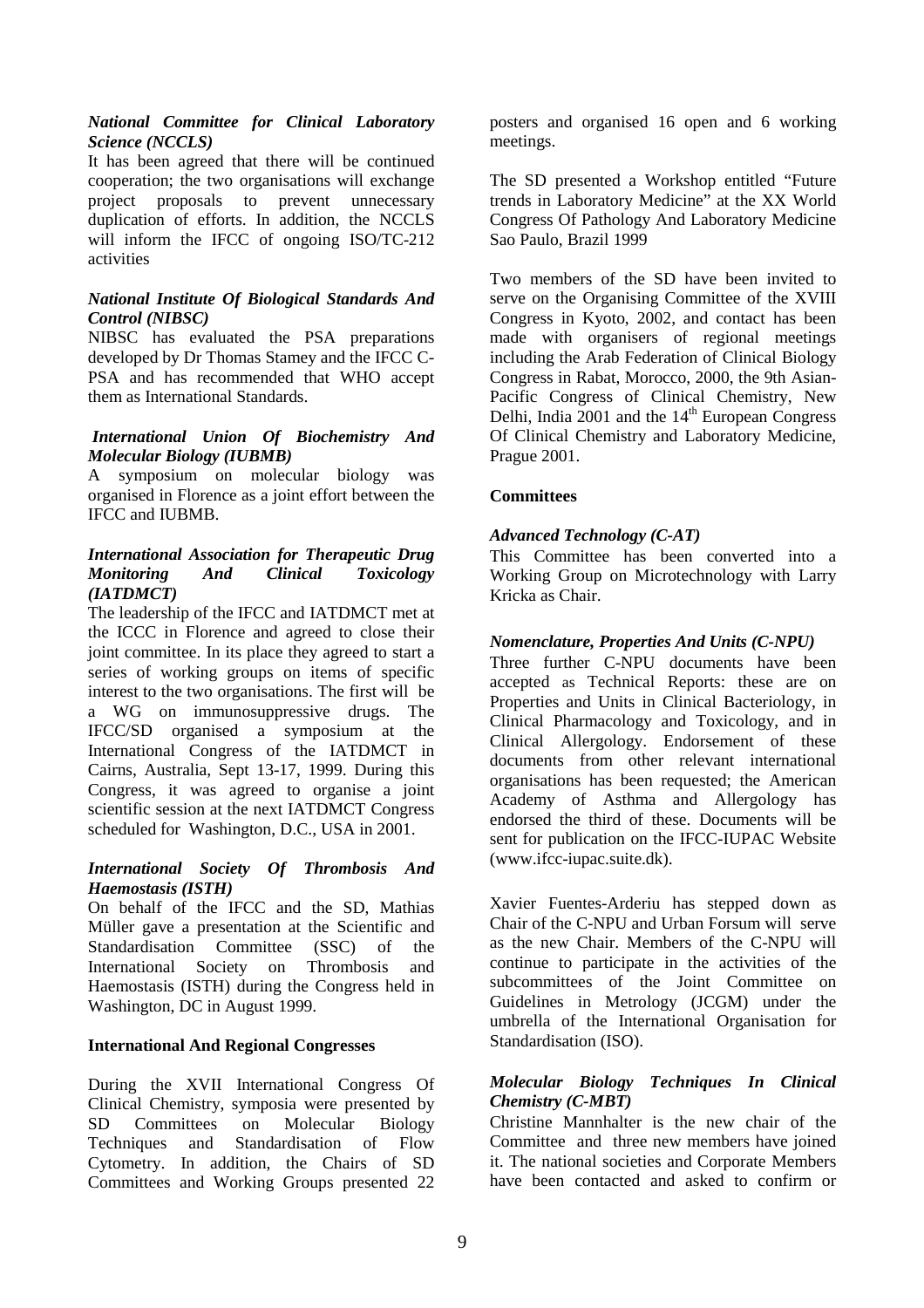### *National Committee for Clinical Laboratory Science (NCCLS)*

It has been agreed that there will be continued cooperation; the two organisations will exchange project proposals to prevent unnecessary duplication of efforts. In addition, the NCCLS will inform the IFCC of ongoing ISO/TC-212 activities

### *National Institute Of Biological Standards And Control (NIBSC)*

NIBSC has evaluated the PSA preparations developed by Dr Thomas Stamey and the IFCC C-PSA and has recommended that WHO accept them as International Standards.

### *International Union Of Biochemistry And Molecular Biology (IUBMB)*

A symposium on molecular biology was organised in Florence as a joint effort between the IFCC and IUBMB.

### *International Association for Therapeutic Drug Monitoring And Clinical Toxicology (IATDMCT)*

The leadership of the IFCC and IATDMCT met at the ICCC in Florence and agreed to close their joint committee. In its place they agreed to start a series of working groups on items of specific interest to the two organisations. The first will be a WG on immunosuppressive drugs. The IFCC/SD organised a symposium at the International Congress of the IATDMCT in Cairns, Australia, Sept 13-17, 1999. During this Congress, it was agreed to organise a joint scientific session at the next IATDMCT Congress scheduled for Washington, D.C., USA in 2001.

### *International Society Of Thrombosis And Haemostasis (ISTH)*

On behalf of the IFCC and the SD, Mathias Müller gave a presentation at the Scientific and Standardisation Committee (SSC) of the International Society on Thrombosis and Haemostasis (ISTH) during the Congress held in Washington, DC in August 1999.

## International And Regional Congresses

During the XVII International Congress Of Clinical Chemistry, symposia were presented by SD Committees on Molecular Biology Techniques and Standardisation of Flow Cytometry. In addition, the Chairs of SD Committees and Working Groups presented 22 posters and organised 16 open and 6 working meetings.

The SD presented a Workshop entitled "Future trends in Laboratory Medicine" at the XX World Congress Of Pathology And Laboratory Medicine Sao Paulo, Brazil 1999

Two members of the SD have been invited to serve on the Organising Committee of the XVIII Congress in Kyoto, 2002, and contact has been made with organisers of regional meetings including the Arab Federation of Clinical Biology Congress in Rabat, Morocco, 2000, the 9th Asian-Pacific Congress of Clinical Chemistry, New Delhi, India 2001 and the 14th European Congress Of Clinical Chemistry and Laboratory Medicine, Prague 2001.

## Committees

### *Advanced Technology (C-AT)*

This Committee has been converted into a Working Group on Microtechnology with Larry Kricka as Chair.

### *Nomenclature, Properties And Units (C-NPU)*

Three further C-NPU documents have been accepted as Technical Reports: these are on Properties and Units in Clinical Bacteriology, in Clinical Pharmacology and Toxicology, and in Clinical Allergology. Endorsement of these documents from other relevant international organisations has been requested; the American Academy of Asthma and Allergology has endorsed the third of these. Documents will be sent for publication on the IFCC-IUPAC Website (www.ifcc-iupac.suite.dk).

Xavier Fuentes-Arderiu has stepped down as Chair of the C-NPU and Urban Forsum will serve as the new Chair. Members of the C-NPU will continue to participate in the activities of the subcommittees of the Joint Committee on Guidelines in Metrology (JCGM) under the umbrella of the International Organisation for Standardisation (ISO).

### *Molecular Biology Techniques In Clinical Chemistry (C-MBT)*

Christine Mannhalter is the new chair of the Committee and three new members have joined it. The national societies and Corporate Members have been contacted and asked to confirm or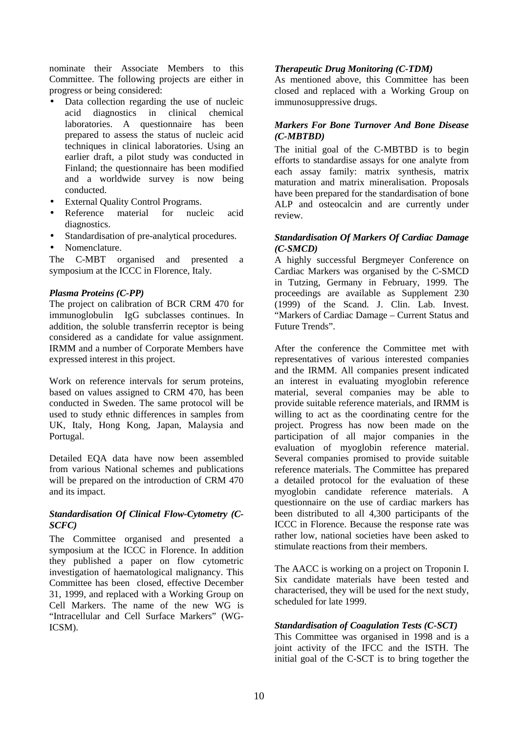nominate their Associate Members to this Committee. The following projects are either in progress or being considered:

- Data collection regarding the use of nucleic acid diagnostics in clinical chemical laboratories. A questionnaire has been prepared to assess the status of nucleic acid techniques in clinical laboratories. Using an earlier draft, a pilot study was conducted in Finland; the questionnaire has been modified and a worldwide survey is now being conducted.
- External Quality Control Programs.
- Reference material for nucleic acid diagnostics.
- Standardisation of pre-analytical procedures.
- Nomenclature.

The C-MBT organised and presented a symposium at the ICCC in Florence, Italy.

***Plasma Proteins (C-PP)***

The project on calibration of BCR CRM 470 for immunoglobulin IgG subclasses continues. In addition, the soluble transferrin receptor is being considered as a candidate for value assignment. IRMM and a number of Corporate Members have expressed interest in this project.

Work on reference intervals for serum proteins, based on values assigned to CRM 470, has been conducted in Sweden. The same protocol will be used to study ethnic differences in samples from UK, Italy, Hong Kong, Japan, Malaysia and Portugal.

Detailed EQA data have now been assembled from various National schemes and publications will be prepared on the introduction of CRM 470 and its impact.

***Standardisation Of Clinical Flow-Cytometry (C-SCFC)***

The Committee organised and presented a symposium at the ICCC in Florence. In addition they published a paper on flow cytometric investigation of haematological malignancy. This Committee has been closed, effective December 31, 1999, and replaced with a Working Group on Cell Markers. The name of the new WG is "Intracellular and Cell Surface Markers" (WG-ICSM).

***Therapeutic Drug Monitoring (C-TDM)***

As mentioned above, this Committee has been closed and replaced with a Working Group on immunosuppressive drugs.

***Markers For Bone Turnover And Bone Disease (C-MBTBD)***

The initial goal of the C-MBTBD is to begin efforts to standardise assays for one analyte from each assay family: matrix synthesis, matrix maturation and matrix mineralisation. Proposals have been prepared for the standardisation of bone ALP and osteocalcin and are currently under review.

***Standardisation Of Markers Of Cardiac Damage (C-SMCD)***

A highly successful Bergmeyer Conference on Cardiac Markers was organised by the C-SMCD in Tutzing, Germany in February, 1999. The proceedings are available as Supplement 230 (1999) of the Scand. J. Clin. Lab. Invest. "Markers of Cardiac Damage – Current Status and Future Trends".

After the conference the Committee met with representatives of various interested companies and the IRMM. All companies present indicated an interest in evaluating myoglobin reference material, several companies may be able to provide suitable reference materials, and IRMM is willing to act as the coordinating centre for the project. Progress has now been made on the participation of all major companies in the evaluation of myoglobin reference material. Several companies promised to provide suitable reference materials. The Committee has prepared a detailed protocol for the evaluation of these myoglobin candidate reference materials. A questionnaire on the use of cardiac markers has been distributed to all 4,300 participants of the ICCC in Florence. Because the response rate was rather low, national societies have been asked to stimulate reactions from their members.

The AACC is working on a project on Troponin I. Six candidate materials have been tested and characterised, they will be used for the next study, scheduled for late 1999.

***Standardisation of Coagulation Tests (C-SCT)***

This Committee was organised in 1998 and is a joint activity of the IFCC and the ISTH. The initial goal of the C-SCT is to bring together the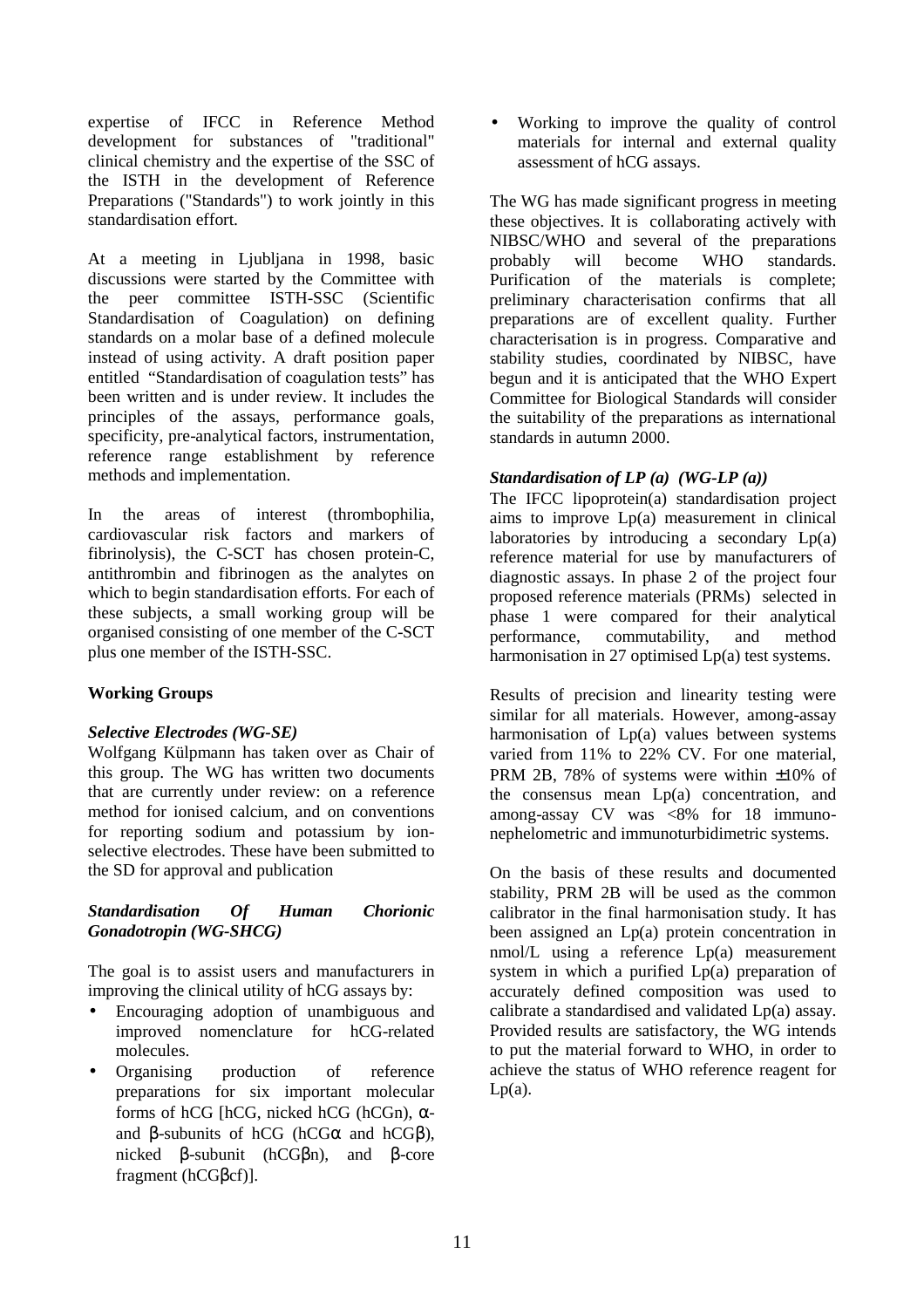expertise of IFCC in Reference Method development for substances of "traditional" clinical chemistry and the expertise of the SSC of the ISTH in the development of Reference Preparations ("Standards") to work jointly in this standardisation effort.

At a meeting in Ljubljana in 1998, basic discussions were started by the Committee with the peer committee ISTH-SSC (Scientific Standardisation of Coagulation) on defining standards on a molar base of a defined molecule instead of using activity. A draft position paper entitled "Standardisation of coagulation tests" has been written and is under review. It includes the principles of the assays, performance goals, specificity, pre-analytical factors, instrumentation, reference range establishment by reference methods and implementation.

In the areas of interest (thrombophilia, cardiovascular risk factors and markers of fibrinolysis), the C-SCT has chosen protein-C, antithrombin and fibrinogen as the analytes on which to begin standardisation efforts. For each of these subjects, a small working group will be organised consisting of one member of the C-SCT plus one member of the ISTH-SSC.

**Working Groups**

***Selective Electrodes (WG-SE)***

Wolfgang Külpmann has taken over as Chair of this group. The WG has written two documents that are currently under review: on a reference method for ionised calcium, and on conventions for reporting sodium and potassium by ion-selective electrodes. These have been submitted to the SD for approval and publication

***Standardisation Of Human Chorionic Gonadotropin (WG-SHCG)***

The goal is to assist users and manufacturers in improving the clinical utility of hCG assays by:

- Encouraging adoption of unambiguous and improved nomenclature for hCG-related molecules.
- Organising production of reference preparations for six important molecular forms of hCG [hCG, nicked hCG (hCGn), α- and β-subunits of hCG (hCGα and hCGβ), nicked β-subunit (hCGβn), and β-core fragment (hCGβcf)].
- Working to improve the quality of control materials for internal and external quality assessment of hCG assays.

The WG has made significant progress in meeting these objectives. It is collaborating actively with NIBSC/WHO and several of the preparations probably will become WHO standards. Purification of the materials is complete; preliminary characterisation confirms that all preparations are of excellent quality. Further characterisation is in progress. Comparative and stability studies, coordinated by NIBSC, have begun and it is anticipated that the WHO Expert Committee for Biological Standards will consider the suitability of the preparations as international standards in autumn 2000.

***Standardisation of LP (a) (WG-LP (a))***

The IFCC lipoprotein(a) standardisation project aims to improve Lp(a) measurement in clinical laboratories by introducing a secondary Lp(a) reference material for use by manufacturers of diagnostic assays. In phase 2 of the project four proposed reference materials (PRMs) selected in phase 1 were compared for their analytical performance, commutability, and method harmonisation in 27 optimised Lp(a) test systems.

Results of precision and linearity testing were similar for all materials. However, among-assay harmonisation of Lp(a) values between systems varied from 11% to 22% CV. For one material, PRM 2B, 78% of systems were within ±10% of the consensus mean Lp(a) concentration, and among-assay CV was <8% for 18 immuno-nephelometric and immunoturbidimetric systems.

On the basis of these results and documented stability, PRM 2B will be used as the common calibrator in the final harmonisation study. It has been assigned an Lp(a) protein concentration in nmol/L using a reference Lp(a) measurement system in which a purified Lp(a) preparation of accurately defined composition was used to calibrate a standardised and validated Lp(a) assay. Provided results are satisfactory, the WG intends to put the material forward to WHO, in order to achieve the status of WHO reference reagent for Lp(a).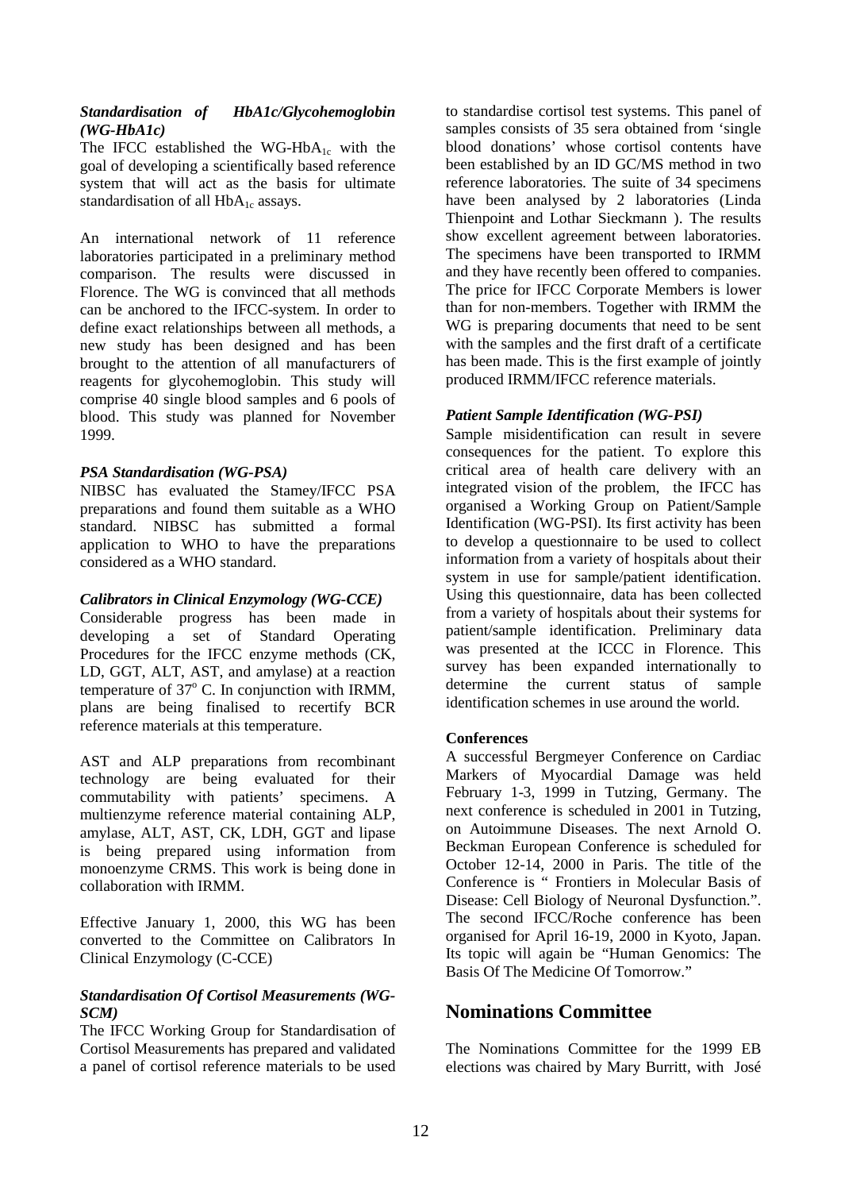***Standardisation of HbA1c/Glycohemoglobin (WG-HbA1c)***

The IFCC established the WG-$HbA_{1c}$ with the goal of developing a scientifically based reference system that will act as the basis for ultimate standardisation of all $HbA_{1c}$ assays.

An international network of 11 reference laboratories participated in a preliminary method comparison. The results were discussed in Florence. The WG is convinced that all methods can be anchored to the IFCC-system. In order to define exact relationships between all methods, a new study has been designed and has been brought to the attention of all manufacturers of reagents for glycohemoglobin. This study will comprise 40 single blood samples and 6 pools of blood. This study was planned for November 1999.

***PSA Standardisation (WG-PSA)***

NIBSC has evaluated the Stamey/IFCC PSA preparations and found them suitable as a WHO standard. NIBSC has submitted a formal application to WHO to have the preparations considered as a WHO standard.

***Calibrators in Clinical Enzymology (WG-CCE)***

Considerable progress has been made in developing a set of Standard Operating Procedures for the IFCC enzyme methods (CK, LD, GGT, ALT, AST, and amylase) at a reaction temperature of $37^{o}$ C. In conjunction with IRMM, plans are being finalised to recertify BCR reference materials at this temperature.

AST and ALP preparations from recombinant technology are being evaluated for their commutability with patients' specimens. A multienzyme reference material containing ALP, amylase, ALT, AST, CK, LDH, GGT and lipase is being prepared using information from monoenzyme CRMS. This work is being done in collaboration with IRMM.

Effective January 1, 2000, this WG has been converted to the Committee on Calibrators In Clinical Enzymology (C-CCE)

***Standardisation Of Cortisol Measurements (WG-SCM)***

The IFCC Working Group for Standardisation of Cortisol Measurements has prepared and validated a panel of cortisol reference materials to be used to standardise cortisol test systems. This panel of samples consists of 35 sera obtained from 'single blood donations' whose cortisol contents have been established by an ID GC/MS method in two reference laboratories. The suite of 34 specimens have been analysed by 2 laboratories (Linda Thienpoint and Lothar Sieckmann ). The results show excellent agreement between laboratories. The specimens have been transported to IRMM and they have recently been offered to companies. The price for IFCC Corporate Members is lower than for non-members. Together with IRMM the WG is preparing documents that need to be sent with the samples and the first draft of a certificate has been made. This is the first example of jointly produced IRMM/IFCC reference materials.

***Patient Sample Identification (WG-PSI)***

Sample misidentification can result in severe consequences for the patient. To explore this critical area of health care delivery with an integrated vision of the problem, the IFCC has organised a Working Group on Patient/Sample Identification (WG-PSI). Its first activity has been to develop a questionnaire to be used to collect information from a variety of hospitals about their system in use for sample/patient identification. Using this questionnaire, data has been collected from a variety of hospitals about their systems for patient/sample identification. Preliminary data was presented at the ICCC in Florence. This survey has been expanded internationally to determine the current status of sample identification schemes in use around the world.

**Conferences**

A successful Bergmeyer Conference on Cardiac Markers of Myocardial Damage was held February 1-3, 1999 in Tutzing, Germany. The next conference is scheduled in 2001 in Tutzing, on Autoimmune Diseases. The next Arnold O. Beckman European Conference is scheduled for October 12-14, 2000 in Paris. The title of the Conference is " Frontiers in Molecular Basis of Disease: Cell Biology of Neuronal Dysfunction.". The second IFCC/Roche conference has been organised for April 16-19, 2000 in Kyoto, Japan. Its topic will again be "Human Genomics: The Basis Of The Medicine Of Tomorrow."

## Nominations Committee

The Nominations Committee for the 1999 EB elections was chaired by Mary Burritt, with José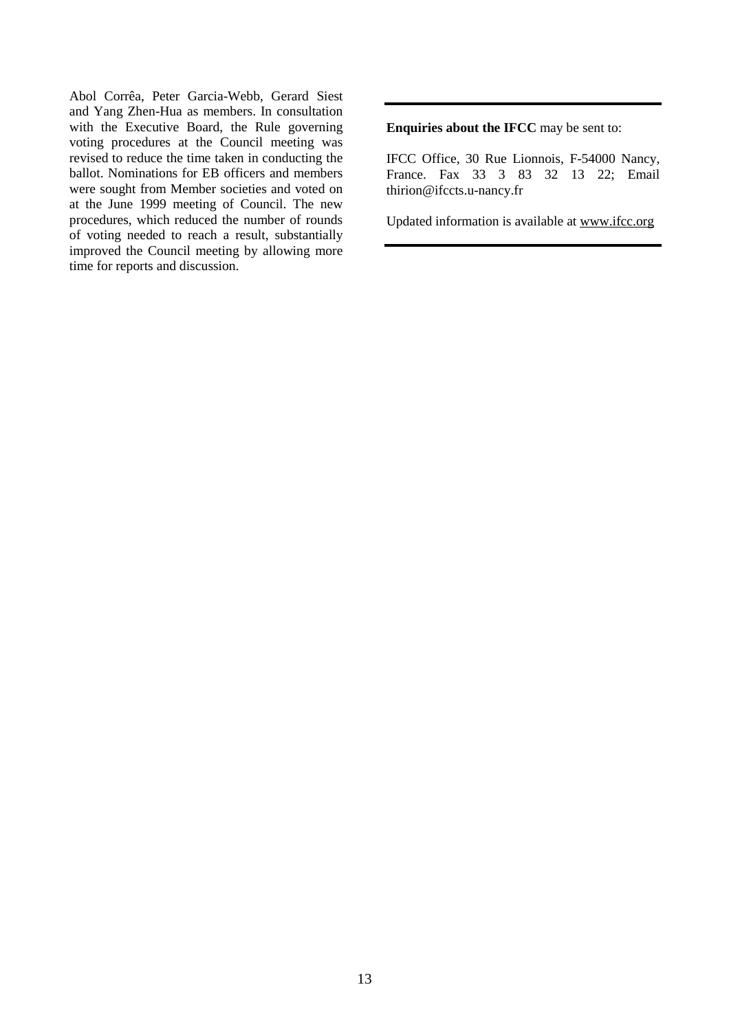Abol Corrêa, Peter Garcia-Webb, Gerard Siest and Yang Zhen-Hua as members. In consultation with the Executive Board, the Rule governing voting procedures at the Council meeting was revised to reduce the time taken in conducting the ballot. Nominations for EB officers and members were sought from Member societies and voted on at the June 1999 meeting of Council. The new procedures, which reduced the number of rounds of voting needed to reach a result, substantially improved the Council meeting by allowing more time for reports and discussion.

---

**Enquiries about the IFCC** may be sent to:

IFCC Office, 30 Rue Lionnois, F-54000 Nancy, France. Fax 33 3 83 32 13 22; Email thirion@ifccts.u-nancy.fr

Updated information is available at www.ifcc.org

---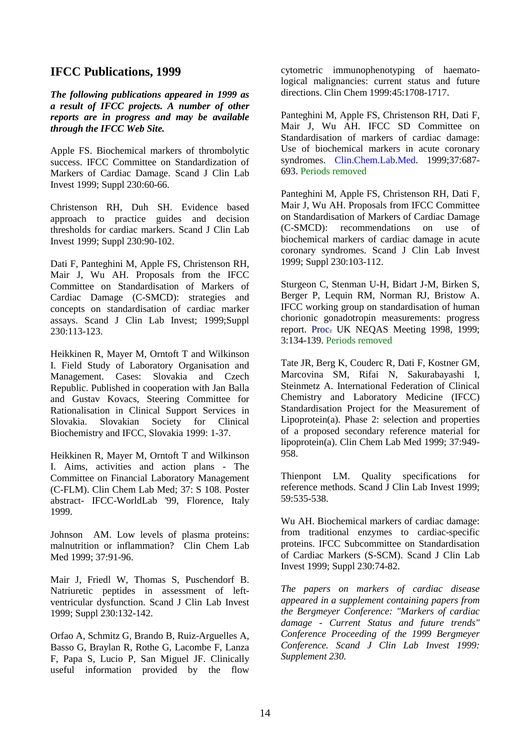## IFCC Publications, 1999

***The following publications appeared in 1999 as a result of IFCC projects. A number of other reports are in progress and may be available through the IFCC Web Site.***

Apple FS. Biochemical markers of thrombolytic success. IFCC Committee on Standardization of Markers of Cardiac Damage. Scand J Clin Lab Invest 1999; Suppl 230:60-66.

Christenson RH, Duh SH. Evidence based approach to practice guides and decision thresholds for cardiac markers. Scand J Clin Lab Invest 1999; Suppl 230:90-102.

Dati F, Panteghini M, Apple FS, Christenson RH, Mair J, Wu AH. Proposals from the IFCC Committee on Standardisation of Markers of Cardiac Damage (C-SMCD): strategies and concepts on standardisation of cardiac marker assays. Scand J Clin Lab Invest; 1999;Suppl 230:113-123.

Heikkinen R, Mayer M, Orntoft T and Wilkinson I. Field Study of Laboratory Organisation and Management. Cases: Slovakia and Czech Republic. Published in cooperation with Jan Balla and Gustav Kovacs, Steering Committee for Rationalisation in Clinical Support Services in Slovakia. Slovakian Society for Clinical Biochemistry and IFCC, Slovakia 1999: 1-37.

Heikkinen R, Mayer M, Orntoft T and Wilkinson I. Aims, activities and action plans - The Committee on Financial Laboratory Management (C-FLM). Clin Chem Lab Med; 37: S 108. Poster abstract- IFCC-WorldLab '99, Florence, Italy 1999.

Johnson AM. Low levels of plasma proteins: malnutrition or inflammation? Clin Chem Lab Med 1999; 37:91-96.

Mair J, Friedl W, Thomas S, Puschendorf B. Natriuretic peptides in assessment of left-ventricular dysfunction. Scand J Clin Lab Invest 1999; Suppl 230:132-142.

Orfao A, Schmitz G, Brando B, Ruiz-Arguelles A, Basso G, Braylan R, Rothe G, Lacombe F, Lanza F, Papa S, Lucio P, San Miguel JF. Clinically useful information provided by the flow cytometric immunophenotyping of haematological malignancies: current status and future directions. Clin Chem 1999:45:1708-1717.

Panteghini M, Apple FS, Christenson RH, Dati F, Mair J, Wu AH. IFCC SD Committee on Standardisation of markers of cardiac damage: Use of biochemical markers in acute coronary syndromes. Clin.Chem.Lab.Med. 1999;37:687-693. Periods removed

Panteghini M, Apple FS, Christenson RH, Dati F, Mair J, Wu AH. Proposals from IFCC Committee on Standardisation of Markers of Cardiac Damage (C-SMCD): recommendations on use of biochemical markers of cardiac damage in acute coronary syndromes. Scand J Clin Lab Invest 1999; Suppl 230:103-112.

Sturgeon C, Stenman U-H, Bidart J-M, Birken S, Berger P, Lequin RM, Norman RJ, Bristow A. IFCC working group on standardisation of human chorionic gonadotropin measurements: progress report. Proc. UK NEQAS Meeting 1998, 1999; 3:134-139. Periods removed

Tate JR, Berg K, Couderc R, Dati F, Kostner GM, Marcovina SM, Rifai N, Sakurabayashi I, Steinmetz A. International Federation of Clinical Chemistry and Laboratory Medicine (IFCC) Standardisation Project for the Measurement of Lipoprotein(a). Phase 2: selection and properties of a proposed secondary reference material for lipoprotein(a). Clin Chem Lab Med 1999; 37:949-958.

Thienpont LM. Quality specifications for reference methods. Scand J Clin Lab Invest 1999; 59:535-538.

Wu AH. Biochemical markers of cardiac damage: from traditional enzymes to cardiac-specific proteins. IFCC Subcommittee on Standardisation of Cardiac Markers (S-SCM). Scand J Clin Lab Invest 1999; Suppl 230:74-82.

*The papers on markers of cardiac disease appeared in a supplement containing papers from the Bergmeyer Conference: "Markers of cardiac damage - Current Status and future trends" Conference Proceeding of the 1999 Bergmeyer Conference. Scand J Clin Lab Invest 1999: Supplement 230.*